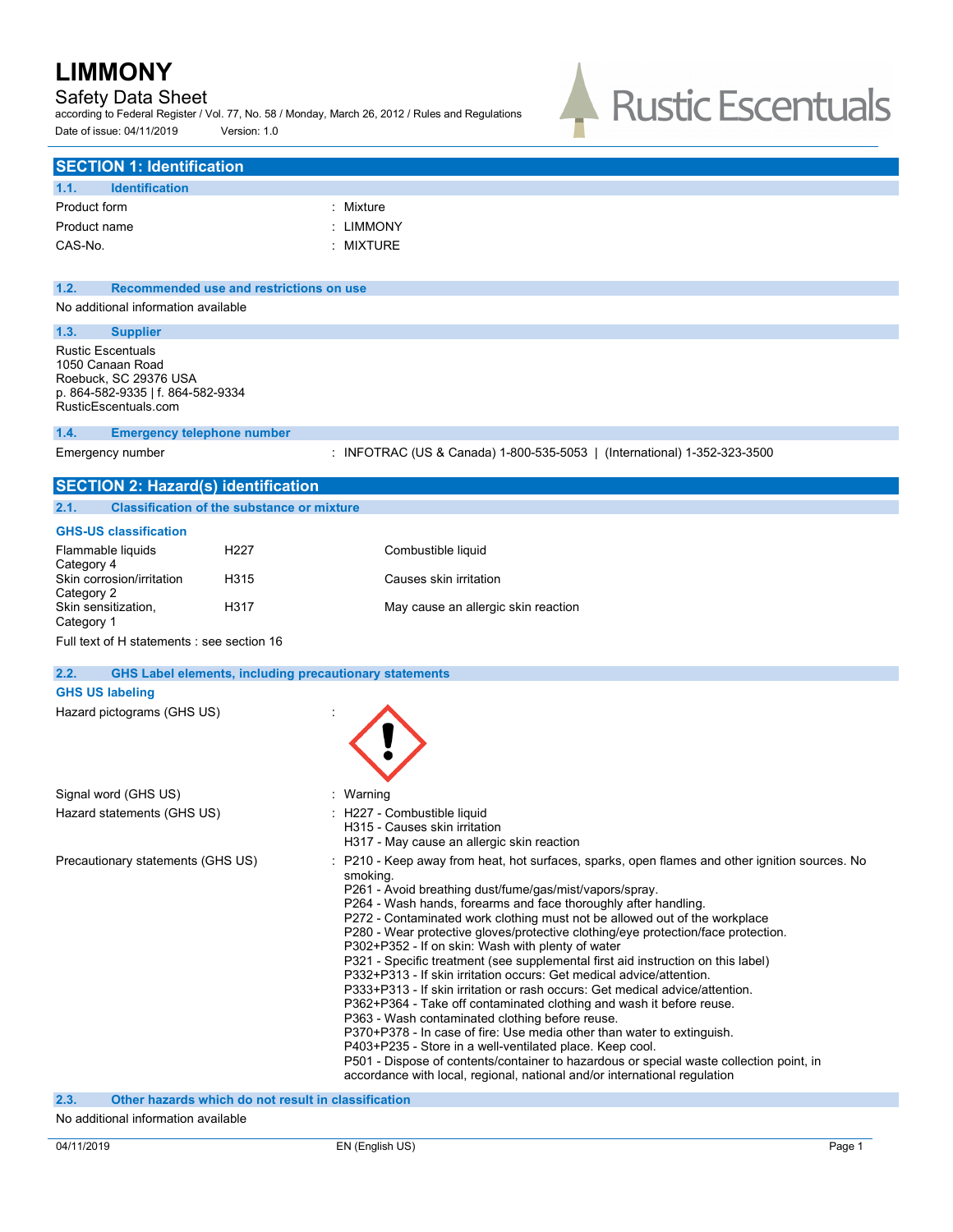# LIMMONY

Safety Data Sheet

according to Federal Register / Vol. 77, No. 58 / Monday, March 26, 2012 / Rules and Regulations

Date of issue: 04/11/2019 Version: 1.0

## SECTION 1: Identification

### 1.1. Identification

| | |
|---|---|
| Product form | : Mixture |
| Product name | : LIMMONY |
| CAS-No. | : MIXTURE |

### 1.2. Recommended use and restrictions on use

No additional information available

### 1.3. Supplier

Rustic Escentuals
1050 Canaan Road
Roebuck, SC 29376 USA
p. 864-582-9335 | f. 864-582-9334
RusticEscentuals.com

### 1.4. Emergency telephone number

Emergency number : INFOTRAC (US & Canada) 1-800-535-5053 | (International) 1-352-323-3500

## SECTION 2: Hazard(s) identification

### 2.1. Classification of the substance or mixture

**GHS-US classification**

| | | |
|---|---|---|
| Flammable liquids Category 4 | H227 | Combustible liquid |
| Skin corrosion/irritation Category 2 | H315 | Causes skin irritation |
| Skin sensitization, Category 1 | H317 | May cause an allergic skin reaction |

Full text of H statements : see section 16

### 2.2. GHS Label elements, including precautionary statements

**GHS US labeling**

Hazard pictograms (GHS US) :

Signal word (GHS US) : Warning

Hazard statements (GHS US) :
H227 - Combustible liquid
H315 - Causes skin irritation
H317 - May cause an allergic skin reaction

Precautionary statements (GHS US) :
P210 - Keep away from heat, hot surfaces, sparks, open flames and other ignition sources. No smoking.
P261 - Avoid breathing dust/fume/gas/mist/vapors/spray.
P264 - Wash hands, forearms and face thoroughly after handling.
P272 - Contaminated work clothing must not be allowed out of the workplace
P280 - Wear protective gloves/protective clothing/eye protection/face protection.
P302+P352 - If on skin: Wash with plenty of water
P321 - Specific treatment (see supplemental first aid instruction on this label)
P332+P313 - If skin irritation occurs: Get medical advice/attention.
P333+P313 - If skin irritation or rash occurs: Get medical advice/attention.
P362+P364 - Take off contaminated clothing and wash it before reuse.
P363 - Wash contaminated clothing before reuse.
P370+P378 - In case of fire: Use media other than water to extinguish.
P403+P235 - Store in a well-ventilated place. Keep cool.
P501 - Dispose of contents/container to hazardous or special waste collection point, in accordance with local, regional, national and/or international regulation

### 2.3. Other hazards which do not result in classification

No additional information available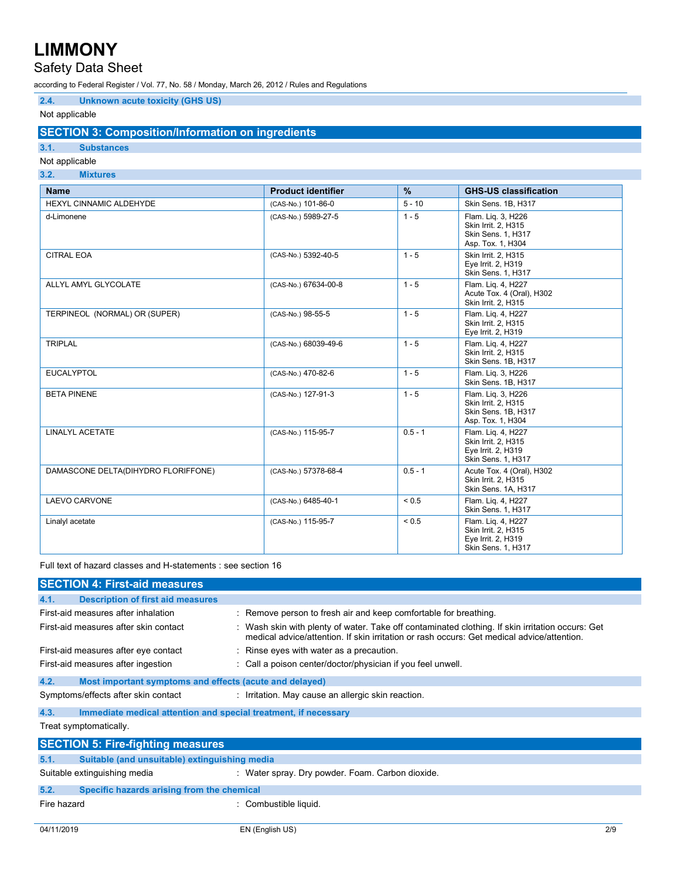### 2.4. Unknown acute toxicity (GHS US)

Not applicable

## SECTION 3: Composition/Information on ingredients

### 3.1. Substances

Not applicable

### 3.2. Mixtures

| Name | Product identifier | % | GHS-US classification |
|---|---|---|---|
| HEXYL CINNAMIC ALDEHYDE | (CAS-No.) 101-86-0 | 5 - 10 | Skin Sens. 1B, H317 |
| d-Limonene | (CAS-No.) 5989-27-5 | 1 - 5 | Flam. Liq. 3, H226<br>Skin Irrit. 2, H315<br>Skin Sens. 1, H317<br>Asp. Tox. 1, H304 |
| CITRAL EOA | (CAS-No.) 5392-40-5 | 1 - 5 | Skin Irrit. 2, H315<br>Eye Irrit. 2, H319<br>Skin Sens. 1, H317 |
| ALLYL AMYL GLYCOLATE | (CAS-No.) 67634-00-8 | 1 - 5 | Flam. Liq. 4, H227<br>Acute Tox. 4 (Oral), H302<br>Skin Irrit. 2, H315 |
| TERPINEOL (NORMAL) OR (SUPER) | (CAS-No.) 98-55-5 | 1 - 5 | Flam. Liq. 4, H227<br>Skin Irrit. 2, H315<br>Eye Irrit. 2, H319 |
| TRIPLAL | (CAS-No.) 68039-49-6 | 1 - 5 | Flam. Liq. 4, H227<br>Skin Irrit. 2, H315<br>Skin Sens. 1B, H317 |
| EUCALYPTOL | (CAS-No.) 470-82-6 | 1 - 5 | Flam. Liq. 3, H226<br>Skin Sens. 1B, H317 |
| BETA PINENE | (CAS-No.) 127-91-3 | 1 - 5 | Flam. Liq. 3, H226<br>Skin Irrit. 2, H315<br>Skin Sens. 1B, H317<br>Asp. Tox. 1, H304 |
| LINALYL ACETATE | (CAS-No.) 115-95-7 | 0.5 - 1 | Flam. Liq. 4, H227<br>Skin Irrit. 2, H315<br>Eye Irrit. 2, H319<br>Skin Sens. 1, H317 |
| DAMASCONE DELTA(DIHYDRO FLORIFFONE) | (CAS-No.) 57378-68-4 | 0.5 - 1 | Acute Tox. 4 (Oral), H302<br>Skin Irrit. 2, H315<br>Skin Sens. 1A, H317 |
| LAEVO CARVONE | (CAS-No.) 6485-40-1 | < 0.5 | Flam. Liq. 4, H227<br>Skin Sens. 1, H317 |
| Linalyl acetate | (CAS-No.) 115-95-7 | < 0.5 | Flam. Liq. 4, H227<br>Skin Irrit. 2, H315<br>Eye Irrit. 2, H319<br>Skin Sens. 1, H317 |

Full text of hazard classes and H-statements : see section 16

## SECTION 4: First-aid measures

### 4.1. Description of first aid measures

First-aid measures after inhalation : Remove person to fresh air and keep comfortable for breathing.

First-aid measures after skin contact : Wash skin with plenty of water. Take off contaminated clothing. If skin irritation occurs: Get medical advice/attention. If skin irritation or rash occurs: Get medical advice/attention.

First-aid measures after eye contact : Rinse eyes with water as a precaution.

First-aid measures after ingestion : Call a poison center/doctor/physician if you feel unwell.

### 4.2. Most important symptoms and effects (acute and delayed)

Symptoms/effects after skin contact : Irritation. May cause an allergic skin reaction.

### 4.3. Immediate medical attention and special treatment, if necessary

Treat symptomatically.

## SECTION 5: Fire-fighting measures

### 5.1. Suitable (and unsuitable) extinguishing media

Suitable extinguishing media : Water spray. Dry powder. Foam. Carbon dioxide.

### 5.2. Specific hazards arising from the chemical

Fire hazard : Combustible liquid.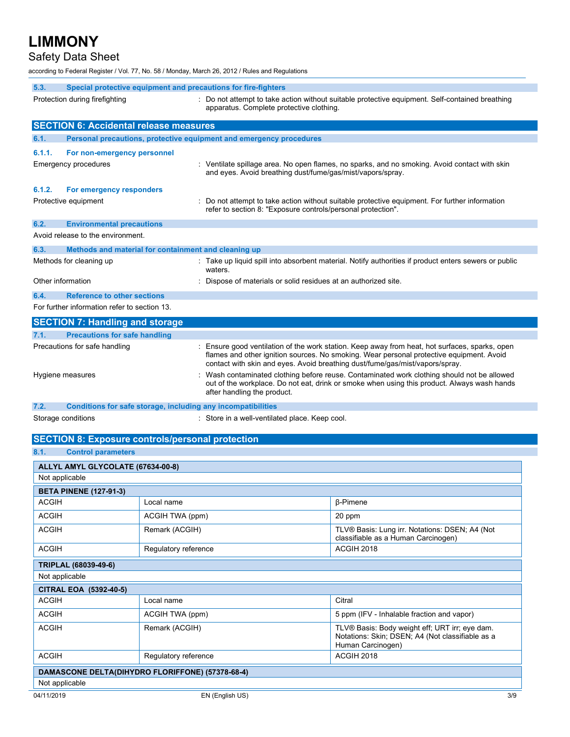### 5.3. Special protective equipment and precautions for fire-fighters

Protection during firefighting : Do not attempt to take action without suitable protective equipment. Self-contained breathing apparatus. Complete protective clothing.

## SECTION 6: Accidental release measures

### 6.1. Personal precautions, protective equipment and emergency procedures

#### 6.1.1. For non-emergency personnel

Emergency procedures : Ventilate spillage area. No open flames, no sparks, and no smoking. Avoid contact with skin and eyes. Avoid breathing dust/fume/gas/mist/vapors/spray.

#### 6.1.2. For emergency responders

Protective equipment : Do not attempt to take action without suitable protective equipment. For further information refer to section 8: "Exposure controls/personal protection".

### 6.2. Environmental precautions

Avoid release to the environment.

### 6.3. Methods and material for containment and cleaning up

Methods for cleaning up : Take up liquid spill into absorbent material. Notify authorities if product enters sewers or public waters.

Other information : Dispose of materials or solid residues at an authorized site.

### 6.4. Reference to other sections

For further information refer to section 13.

## SECTION 7: Handling and storage

### 7.1. Precautions for safe handling

Precautions for safe handling : Ensure good ventilation of the work station. Keep away from heat, hot surfaces, sparks, open flames and other ignition sources. No smoking. Wear personal protective equipment. Avoid contact with skin and eyes. Avoid breathing dust/fume/gas/mist/vapors/spray.

Hygiene measures : Wash contaminated clothing before reuse. Contaminated work clothing should not be allowed out of the workplace. Do not eat, drink or smoke when using this product. Always wash hands after handling the product.

### 7.2. Conditions for safe storage, including any incompatibilities

Storage conditions : Store in a well-ventilated place. Keep cool.

## SECTION 8: Exposure controls/personal protection

### 8.1. Control parameters

| **ALLYL AMYL GLYCOLATE (67634-00-8)** | | |
|---|---|---|
| Not applicable | | |

| **BETA PINENE (127-91-3)** | | |
|---|---|---|
| ACGIH | Local name | β-Pimene |
| ACGIH | ACGIH TWA (ppm) | 20 ppm |
| ACGIH | Remark (ACGIH) | TLV® Basis: Lung irr. Notations: DSEN; A4 (Not classifiable as a Human Carcinogen) |
| ACGIH | Regulatory reference | ACGIH 2018 |

| **TRIPLAL (68039-49-6)** | | |
|---|---|---|
| Not applicable | | |

| **CITRAL EOA (5392-40-5)** | | |
|---|---|---|
| ACGIH | Local name | Citral |
| ACGIH | ACGIH TWA (ppm) | 5 ppm (IFV - Inhalable fraction and vapor) |
| ACGIH | Remark (ACGIH) | TLV® Basis: Body weight eff; URT irr; eye dam. Notations: Skin; DSEN; A4 (Not classifiable as a Human Carcinogen) |
| ACGIH | Regulatory reference | ACGIH 2018 |

| **DAMASCONE DELTA(DIHYDRO FLORIFFONE) (57378-68-4)** | | |
|---|---|---|
| Not applicable | | |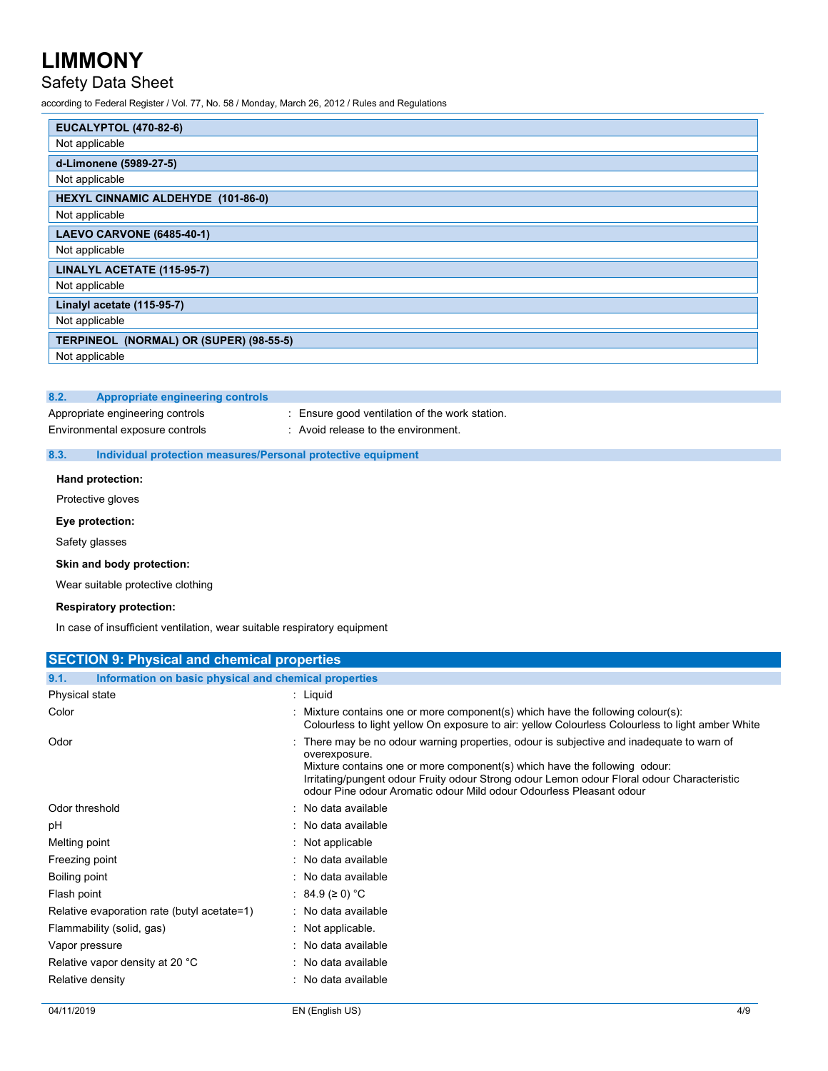| EUCALYPTOL (470-82-6) |
|---|
| Not applicable |

| d-Limonene (5989-27-5) |
|---|
| Not applicable |

| HEXYL CINNAMIC ALDEHYDE (101-86-0) |
|---|
| Not applicable |

| LAEVO CARVONE (6485-40-1) |
|---|
| Not applicable |

| LINALYL ACETATE (115-95-7) |
|---|
| Not applicable |

| Linalyl acetate (115-95-7) |
|---|
| Not applicable |

| TERPINEOL (NORMAL) OR (SUPER) (98-55-5) |
|---|
| Not applicable |

### 8.2. Appropriate engineering controls

Appropriate engineering controls : Ensure good ventilation of the work station.

Environmental exposure controls : Avoid release to the environment.

### 8.3. Individual protection measures/Personal protective equipment

**Hand protection:**

Protective gloves

**Eye protection:**

Safety glasses

**Skin and body protection:**

Wear suitable protective clothing

**Respiratory protection:**

In case of insufficient ventilation, wear suitable respiratory equipment

## SECTION 9: Physical and chemical properties

### 9.1. Information on basic physical and chemical properties

Physical state : Liquid

Color : Mixture contains one or more component(s) which have the following colour(s): Colourless to light yellow On exposure to air: yellow Colourless Colourless to light amber White

Odor : There may be no odour warning properties, odour is subjective and inadequate to warn of overexposure.
Mixture contains one or more component(s) which have the following odour:
Irritating/pungent odour Fruity odour Strong odour Lemon odour Floral odour Characteristic odour Pine odour Aromatic odour Mild odour Odourless Pleasant odour

Odor threshold : No data available

pH : No data available

Melting point : Not applicable

Freezing point : No data available

Boiling point : No data available

Flash point : 84.9 (≥ 0) °C

Relative evaporation rate (butyl acetate=1) : No data available

Flammability (solid, gas) : Not applicable.

Vapor pressure : No data available

Relative vapor density at 20 °C : No data available

Relative density : No data available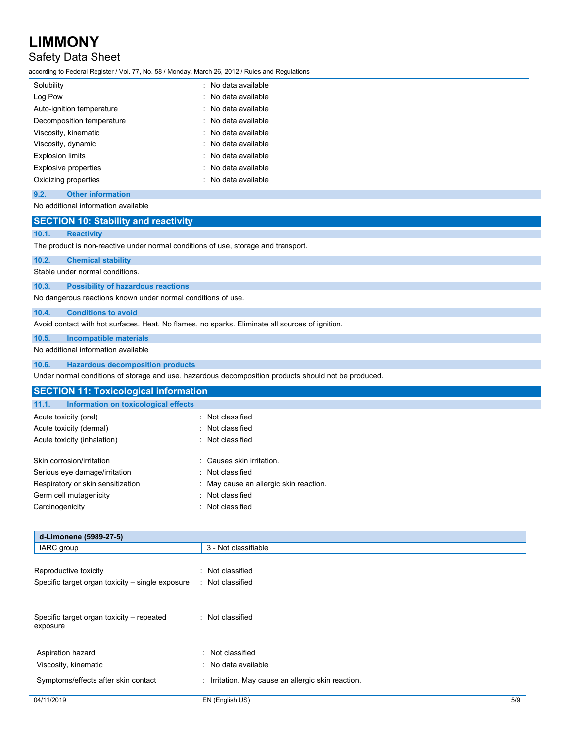| | |
|---|---|
| Solubility | : No data available |
| Log Pow | : No data available |
| Auto-ignition temperature | : No data available |
| Decomposition temperature | : No data available |
| Viscosity, kinematic | : No data available |
| Viscosity, dynamic | : No data available |
| Explosion limits | : No data available |
| Explosive properties | : No data available |
| Oxidizing properties | : No data available |

### 9.2. Other information

No additional information available

## SECTION 10: Stability and reactivity

### 10.1. Reactivity

The product is non-reactive under normal conditions of use, storage and transport.

### 10.2. Chemical stability

Stable under normal conditions.

### 10.3. Possibility of hazardous reactions

No dangerous reactions known under normal conditions of use.

### 10.4. Conditions to avoid

Avoid contact with hot surfaces. Heat. No flames, no sparks. Eliminate all sources of ignition.

### 10.5. Incompatible materials

No additional information available

### 10.6. Hazardous decomposition products

Under normal conditions of storage and use, hazardous decomposition products should not be produced.

## SECTION 11: Toxicological information

### 11.1. Information on toxicological effects

| | |
|---|---|
| Acute toxicity (oral) | : Not classified |
| Acute toxicity (dermal) | : Not classified |
| Acute toxicity (inhalation) | : Not classified |
| Skin corrosion/irritation | : Causes skin irritation. |
| Serious eye damage/irritation | : Not classified |
| Respiratory or skin sensitization | : May cause an allergic skin reaction. |
| Germ cell mutagenicity | : Not classified |
| Carcinogenicity | : Not classified |

| d-Limonene (5989-27-5) | |
|---|---|
| IARC group | 3 - Not classifiable |

| | |
|---|---|
| Reproductive toxicity | : Not classified |
| Specific target organ toxicity – single exposure | : Not classified |
| Specific target organ toxicity – repeated exposure | : Not classified |
| Aspiration hazard | : Not classified |
| Viscosity, kinematic | : No data available |
| Symptoms/effects after skin contact | : Irritation. May cause an allergic skin reaction. |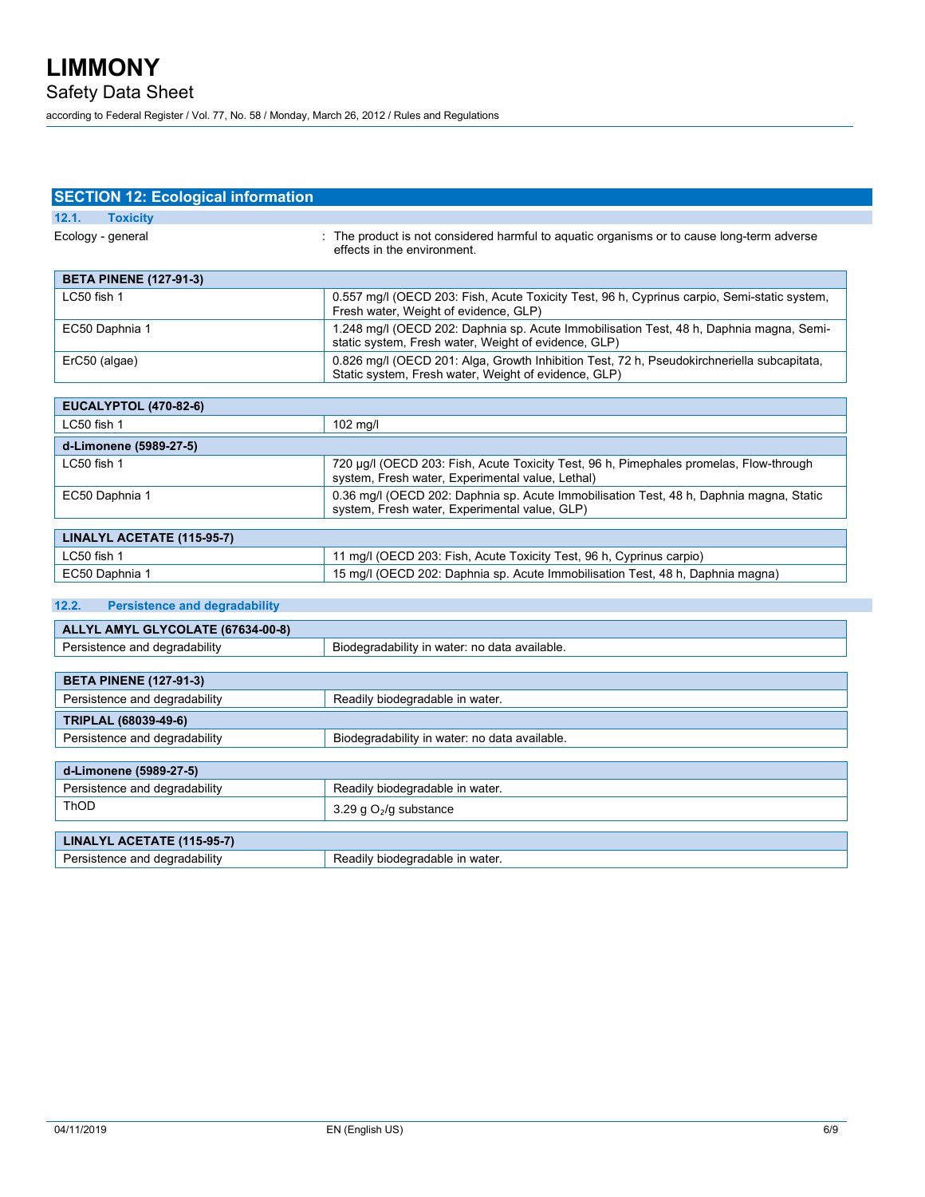## SECTION 12: Ecological information

### 12.1. Toxicity

Ecology - general : The product is not considered harmful to aquatic organisms or to cause long-term adverse effects in the environment.

| BETA PINENE (127-91-3) | |
|---|---|
| LC50 fish 1 | 0.557 mg/l (OECD 203: Fish, Acute Toxicity Test, 96 h, Cyprinus carpio, Semi-static system, Fresh water, Weight of evidence, GLP) |
| EC50 Daphnia 1 | 1.248 mg/l (OECD 202: Daphnia sp. Acute Immobilisation Test, 48 h, Daphnia magna, Semi-static system, Fresh water, Weight of evidence, GLP) |
| ErC50 (algae) | 0.826 mg/l (OECD 201: Alga, Growth Inhibition Test, 72 h, Pseudokirchneriella subcapitata, Static system, Fresh water, Weight of evidence, GLP) |

| EUCALYPTOL (470-82-6) | |
|---|---|
| LC50 fish 1 | 102 mg/l |
| **d-Limonene (5989-27-5)** | |
| LC50 fish 1 | 720 µg/l (OECD 203: Fish, Acute Toxicity Test, 96 h, Pimephales promelas, Flow-through system, Fresh water, Experimental value, Lethal) |
| EC50 Daphnia 1 | 0.36 mg/l (OECD 202: Daphnia sp. Acute Immobilisation Test, 48 h, Daphnia magna, Static system, Fresh water, Experimental value, GLP) |

| LINALYL ACETATE (115-95-7) | |
|---|---|
| LC50 fish 1 | 11 mg/l (OECD 203: Fish, Acute Toxicity Test, 96 h, Cyprinus carpio) |
| EC50 Daphnia 1 | 15 mg/l (OECD 202: Daphnia sp. Acute Immobilisation Test, 48 h, Daphnia magna) |

### 12.2. Persistence and degradability

| ALLYL AMYL GLYCOLATE (67634-00-8) | |
|---|---|
| Persistence and degradability | Biodegradability in water: no data available. |

| BETA PINENE (127-91-3) | |
|---|---|
| Persistence and degradability | Readily biodegradable in water. |
| **TRIPLAL (68039-49-6)** | |
| Persistence and degradability | Biodegradability in water: no data available. |

| d-Limonene (5989-27-5) | |
|---|---|
| Persistence and degradability | Readily biodegradable in water. |
| ThOD | 3.29 g $O_2$/g substance |

| LINALYL ACETATE (115-95-7) | |
|---|---|
| Persistence and degradability | Readily biodegradable in water. |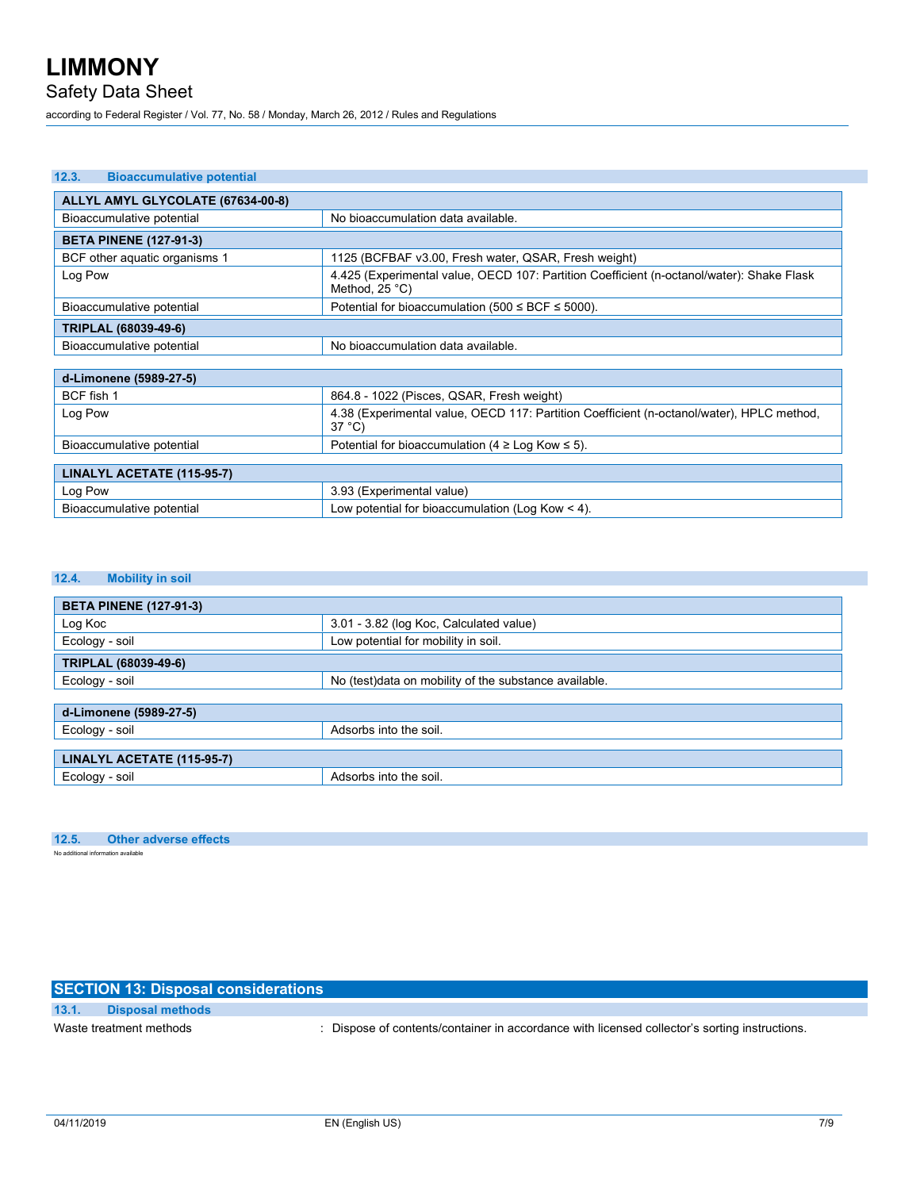### 12.3. Bioaccumulative potential

| ALLYL AMYL GLYCOLATE (67634-00-8) | |
|---|---|
| Bioaccumulative potential | No bioaccumulation data available. |
| **BETA PINENE (127-91-3)** | |
| BCF other aquatic organisms 1 | 1125 (BCFBAF v3.00, Fresh water, QSAR, Fresh weight) |
| Log Pow | 4.425 (Experimental value, OECD 107: Partition Coefficient (n-octanol/water): Shake Flask Method, 25 °C) |
| Bioaccumulative potential | Potential for bioaccumulation (500 ≤ BCF ≤ 5000). |
| **TRIPLAL (68039-49-6)** | |
| Bioaccumulative potential | No bioaccumulation data available. |

| d-Limonene (5989-27-5) | |
|---|---|
| BCF fish 1 | 864.8 - 1022 (Pisces, QSAR, Fresh weight) |
| Log Pow | 4.38 (Experimental value, OECD 117: Partition Coefficient (n-octanol/water), HPLC method, 37 °C) |
| Bioaccumulative potential | Potential for bioaccumulation (4 ≥ Log Kow ≤ 5). |

| LINALYL ACETATE (115-95-7) | |
|---|---|
| Log Pow | 3.93 (Experimental value) |
| Bioaccumulative potential | Low potential for bioaccumulation (Log Kow < 4). |

### 12.4. Mobility in soil

| BETA PINENE (127-91-3) | |
|---|---|
| Log Koc | 3.01 - 3.82 (log Koc, Calculated value) |
| Ecology - soil | Low potential for mobility in soil. |
| **TRIPLAL (68039-49-6)** | |
| Ecology - soil | No (test)data on mobility of the substance available. |

| d-Limonene (5989-27-5) | |
|---|---|
| Ecology - soil | Adsorbs into the soil. |

| LINALYL ACETATE (115-95-7) | |
|---|---|
| Ecology - soil | Adsorbs into the soil. |

### 12.5. Other adverse effects

No additional information available

## SECTION 13: Disposal considerations

### 13.1. Disposal methods

Waste treatment methods : Dispose of contents/container in accordance with licensed collector's sorting instructions.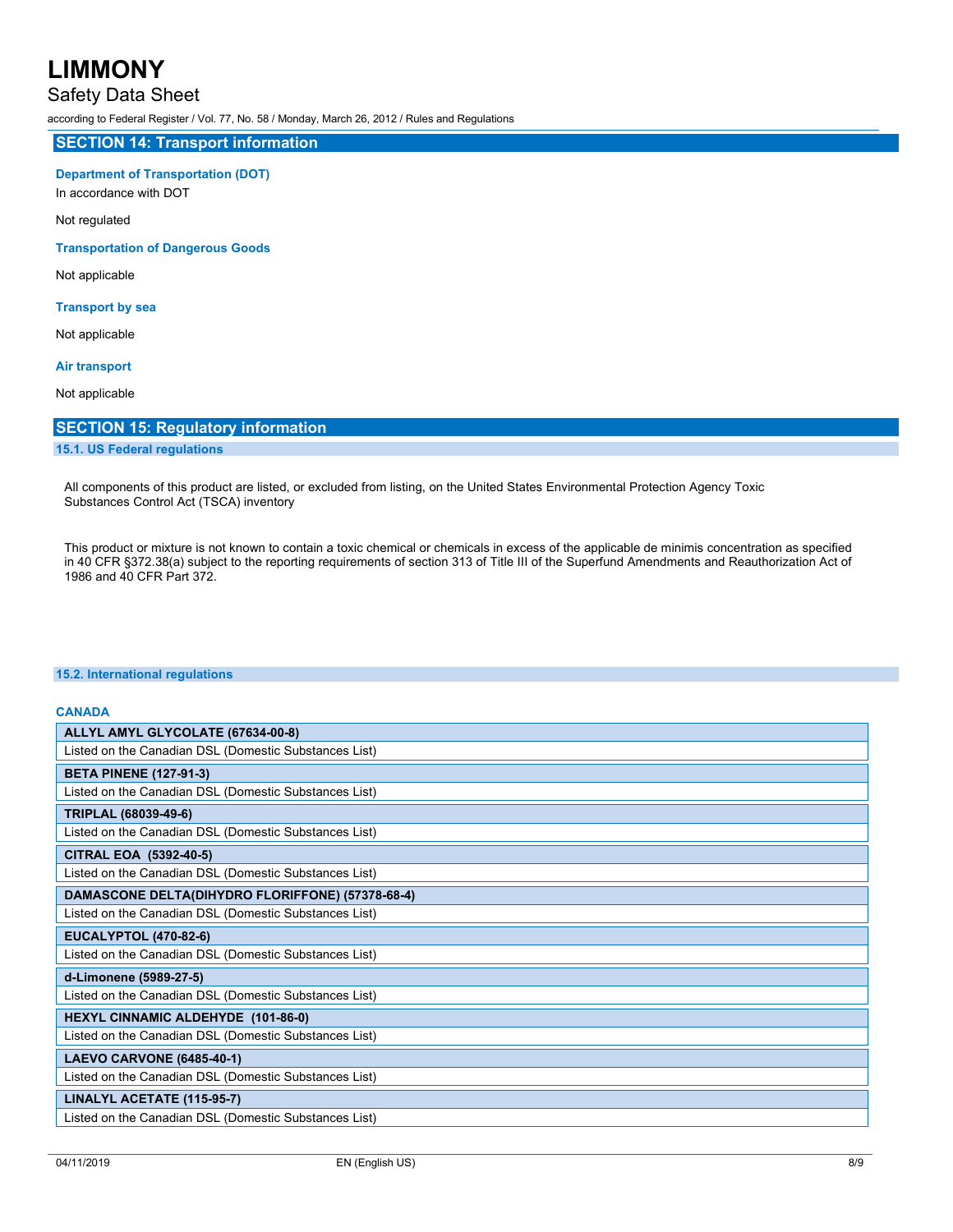## SECTION 14: Transport information

**Department of Transportation (DOT)**

In accordance with DOT

Not regulated

**Transportation of Dangerous Goods**

Not applicable

**Transport by sea**

Not applicable

**Air transport**

Not applicable

## SECTION 15: Regulatory information

### 15.1. US Federal regulations

All components of this product are listed, or excluded from listing, on the United States Environmental Protection Agency Toxic Substances Control Act (TSCA) inventory

This product or mixture is not known to contain a toxic chemical or chemicals in excess of the applicable de minimis concentration as specified in 40 CFR §372.38(a) subject to the reporting requirements of section 313 of Title III of the Superfund Amendments and Reauthorization Act of 1986 and 40 CFR Part 372.

### 15.2. International regulations

**CANADA**

| ALLYL AMYL GLYCOLATE (67634-00-8) |
|---|
| Listed on the Canadian DSL (Domestic Substances List) |

| BETA PINENE (127-91-3) |
|---|
| Listed on the Canadian DSL (Domestic Substances List) |

| TRIPLAL (68039-49-6) |
|---|
| Listed on the Canadian DSL (Domestic Substances List) |

| CITRAL EOA (5392-40-5) |
|---|
| Listed on the Canadian DSL (Domestic Substances List) |

| DAMASCONE DELTA(DIHYDRO FLORIFFONE) (57378-68-4) |
|---|
| Listed on the Canadian DSL (Domestic Substances List) |

| EUCALYPTOL (470-82-6) |
|---|
| Listed on the Canadian DSL (Domestic Substances List) |

| d-Limonene (5989-27-5) |
|---|
| Listed on the Canadian DSL (Domestic Substances List) |

| HEXYL CINNAMIC ALDEHYDE (101-86-0) |
|---|
| Listed on the Canadian DSL (Domestic Substances List) |

| LAEVO CARVONE (6485-40-1) |
|---|
| Listed on the Canadian DSL (Domestic Substances List) |

| LINALYL ACETATE (115-95-7) |
|---|
| Listed on the Canadian DSL (Domestic Substances List) |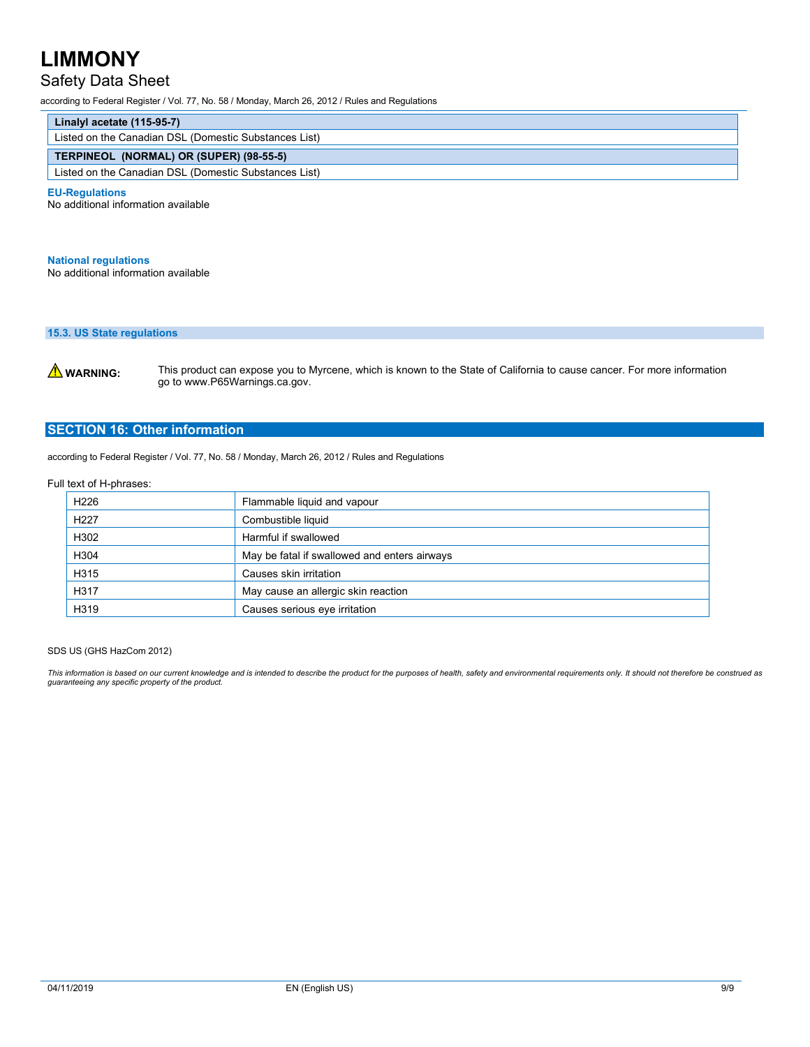| Linalyl acetate (115-95-7) |
|---|
| Listed on the Canadian DSL (Domestic Substances List) |

| TERPINEOL (NORMAL) OR (SUPER) (98-55-5) |
|---|
| Listed on the Canadian DSL (Domestic Substances List) |

**EU-Regulations**

No additional information available

**National regulations**

No additional information available

### 15.3. US State regulations

⚠ **WARNING:** This product can expose you to Myrcene, which is known to the State of California to cause cancer. For more information go to www.P65Warnings.ca.gov.

## SECTION 16: Other information

according to Federal Register / Vol. 77, No. 58 / Monday, March 26, 2012 / Rules and Regulations

Full text of H-phrases:

| | |
|---|---|
| H226 | Flammable liquid and vapour |
| H227 | Combustible liquid |
| H302 | Harmful if swallowed |
| H304 | May be fatal if swallowed and enters airways |
| H315 | Causes skin irritation |
| H317 | May cause an allergic skin reaction |
| H319 | Causes serious eye irritation |

SDS US (GHS HazCom 2012)

*This information is based on our current knowledge and is intended to describe the product for the purposes of health, safety and environmental requirements only. It should not therefore be construed as guaranteeing any specific property of the product.*